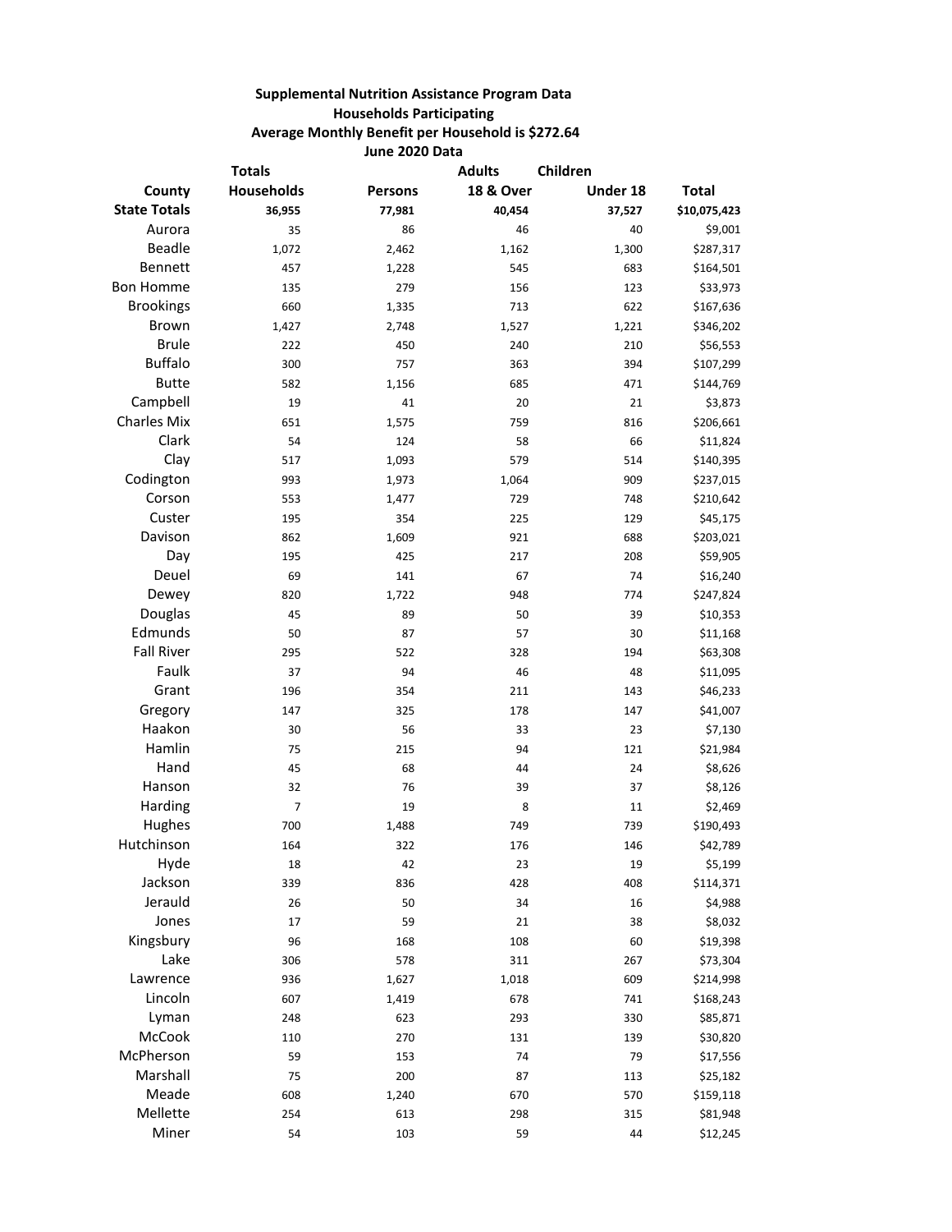**Supplemental Nutrition Assistance Program Data**
**Households Participating**
**Average Monthly Benefit per Household is $272.64**
**June 2020 Data**

| County | Totals Households | Persons | Adults 18 & Over | Children Under 18 | Total |
|---|---|---|---|---|---|
| **State Totals** | **36,955** | **77,981** | **40,454** | **37,527** | **$10,075,423** |
| Aurora | 35 | 86 | 46 | 40 | $9,001 |
| Beadle | 1,072 | 2,462 | 1,162 | 1,300 | $287,317 |
| Bennett | 457 | 1,228 | 545 | 683 | $164,501 |
| Bon Homme | 135 | 279 | 156 | 123 | $33,973 |
| Brookings | 660 | 1,335 | 713 | 622 | $167,636 |
| Brown | 1,427 | 2,748 | 1,527 | 1,221 | $346,202 |
| Brule | 222 | 450 | 240 | 210 | $56,553 |
| Buffalo | 300 | 757 | 363 | 394 | $107,299 |
| Butte | 582 | 1,156 | 685 | 471 | $144,769 |
| Campbell | 19 | 41 | 20 | 21 | $3,873 |
| Charles Mix | 651 | 1,575 | 759 | 816 | $206,661 |
| Clark | 54 | 124 | 58 | 66 | $11,824 |
| Clay | 517 | 1,093 | 579 | 514 | $140,395 |
| Codington | 993 | 1,973 | 1,064 | 909 | $237,015 |
| Corson | 553 | 1,477 | 729 | 748 | $210,642 |
| Custer | 195 | 354 | 225 | 129 | $45,175 |
| Davison | 862 | 1,609 | 921 | 688 | $203,021 |
| Day | 195 | 425 | 217 | 208 | $59,905 |
| Deuel | 69 | 141 | 67 | 74 | $16,240 |
| Dewey | 820 | 1,722 | 948 | 774 | $247,824 |
| Douglas | 45 | 89 | 50 | 39 | $10,353 |
| Edmunds | 50 | 87 | 57 | 30 | $11,168 |
| Fall River | 295 | 522 | 328 | 194 | $63,308 |
| Faulk | 37 | 94 | 46 | 48 | $11,095 |
| Grant | 196 | 354 | 211 | 143 | $46,233 |
| Gregory | 147 | 325 | 178 | 147 | $41,007 |
| Haakon | 30 | 56 | 33 | 23 | $7,130 |
| Hamlin | 75 | 215 | 94 | 121 | $21,984 |
| Hand | 45 | 68 | 44 | 24 | $8,626 |
| Hanson | 32 | 76 | 39 | 37 | $8,126 |
| Harding | 7 | 19 | 8 | 11 | $2,469 |
| Hughes | 700 | 1,488 | 749 | 739 | $190,493 |
| Hutchinson | 164 | 322 | 176 | 146 | $42,789 |
| Hyde | 18 | 42 | 23 | 19 | $5,199 |
| Jackson | 339 | 836 | 428 | 408 | $114,371 |
| Jerauld | 26 | 50 | 34 | 16 | $4,988 |
| Jones | 17 | 59 | 21 | 38 | $8,032 |
| Kingsbury | 96 | 168 | 108 | 60 | $19,398 |
| Lake | 306 | 578 | 311 | 267 | $73,304 |
| Lawrence | 936 | 1,627 | 1,018 | 609 | $214,998 |
| Lincoln | 607 | 1,419 | 678 | 741 | $168,243 |
| Lyman | 248 | 623 | 293 | 330 | $85,871 |
| McCook | 110 | 270 | 131 | 139 | $30,820 |
| McPherson | 59 | 153 | 74 | 79 | $17,556 |
| Marshall | 75 | 200 | 87 | 113 | $25,182 |
| Meade | 608 | 1,240 | 670 | 570 | $159,118 |
| Mellette | 254 | 613 | 298 | 315 | $81,948 |
| Miner | 54 | 103 | 59 | 44 | $12,245 |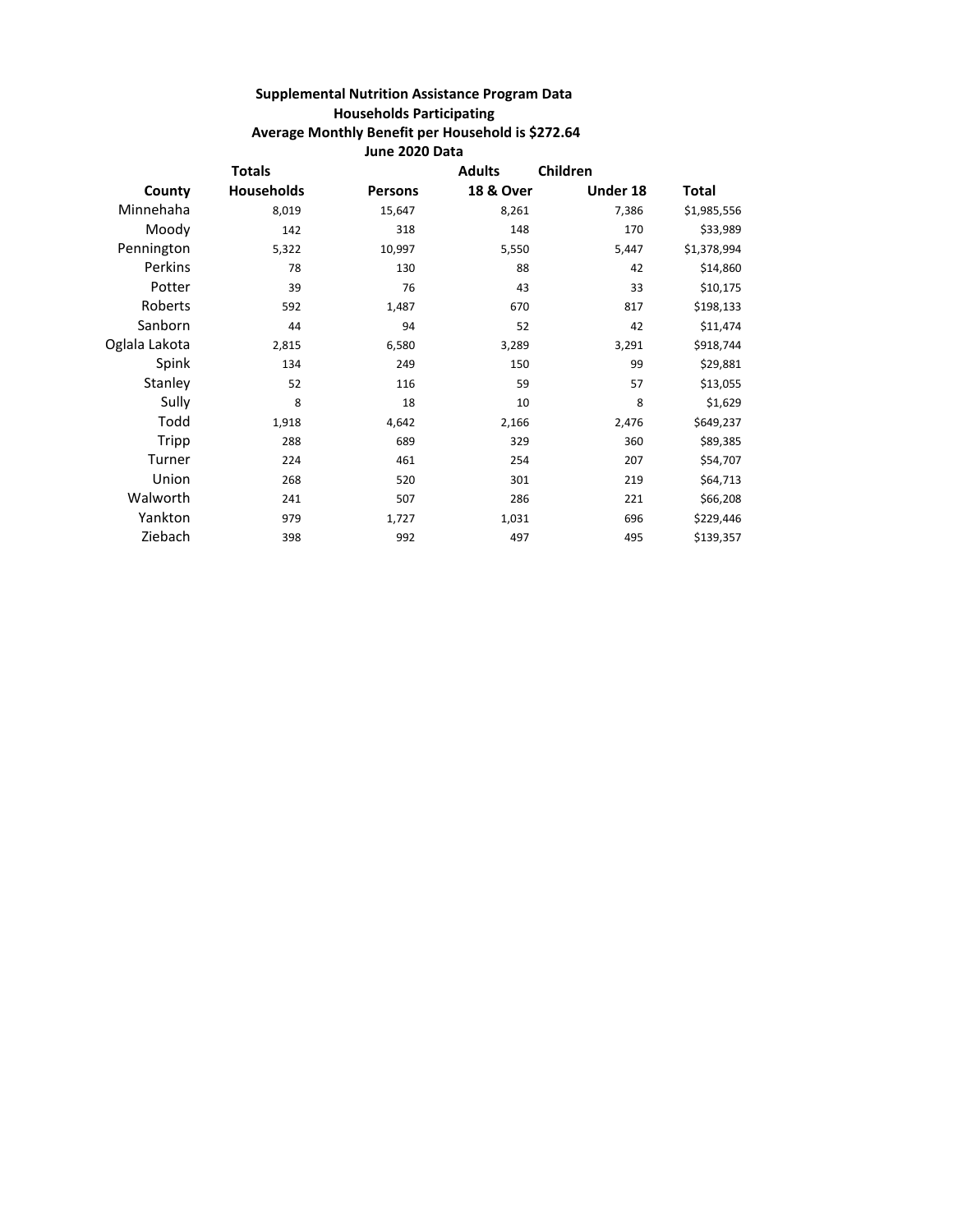**Supplemental Nutrition Assistance Program Data**
**Households Participating**
**Average Monthly Benefit per Household is $272.64**
**June 2020 Data**

| | Totals | | Adults | Children | |
|---|---|---|---|---|---|
| **County** | **Households** | **Persons** | **18 & Over** | **Under 18** | **Total** |
| Minnehaha | 8,019 | 15,647 | 8,261 | 7,386 | $1,985,556 |
| Moody | 142 | 318 | 148 | 170 | $33,989 |
| Pennington | 5,322 | 10,997 | 5,550 | 5,447 | $1,378,994 |
| Perkins | 78 | 130 | 88 | 42 | $14,860 |
| Potter | 39 | 76 | 43 | 33 | $10,175 |
| Roberts | 592 | 1,487 | 670 | 817 | $198,133 |
| Sanborn | 44 | 94 | 52 | 42 | $11,474 |
| Oglala Lakota | 2,815 | 6,580 | 3,289 | 3,291 | $918,744 |
| Spink | 134 | 249 | 150 | 99 | $29,881 |
| Stanley | 52 | 116 | 59 | 57 | $13,055 |
| Sully | 8 | 18 | 10 | 8 | $1,629 |
| Todd | 1,918 | 4,642 | 2,166 | 2,476 | $649,237 |
| Tripp | 288 | 689 | 329 | 360 | $89,385 |
| Turner | 224 | 461 | 254 | 207 | $54,707 |
| Union | 268 | 520 | 301 | 219 | $64,713 |
| Walworth | 241 | 507 | 286 | 221 | $66,208 |
| Yankton | 979 | 1,727 | 1,031 | 696 | $229,446 |
| Ziebach | 398 | 992 | 497 | 495 | $139,357 |